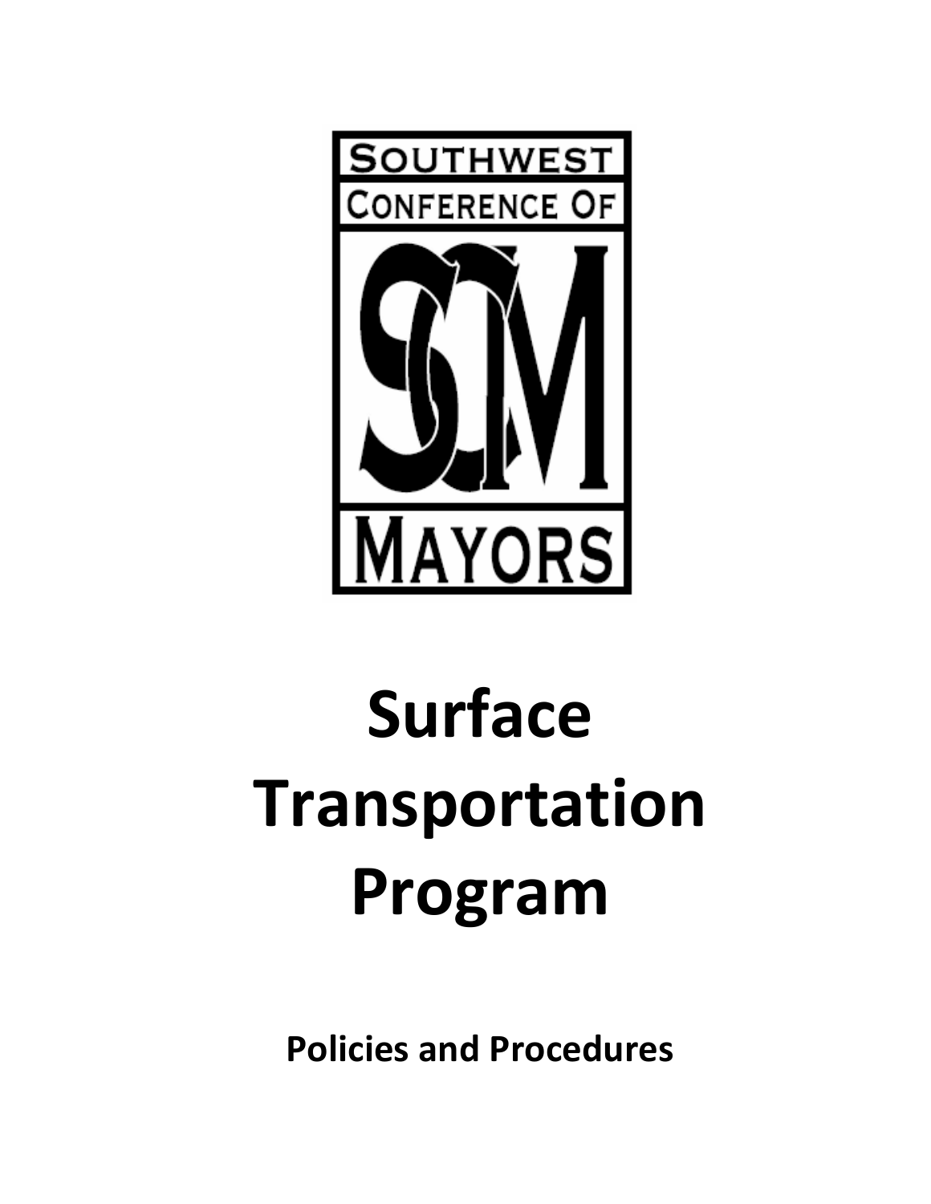SOUTHWEST CONFERENCE OF

SCM

MAYORS

# Surface Transportation Program

**Policies and Procedures**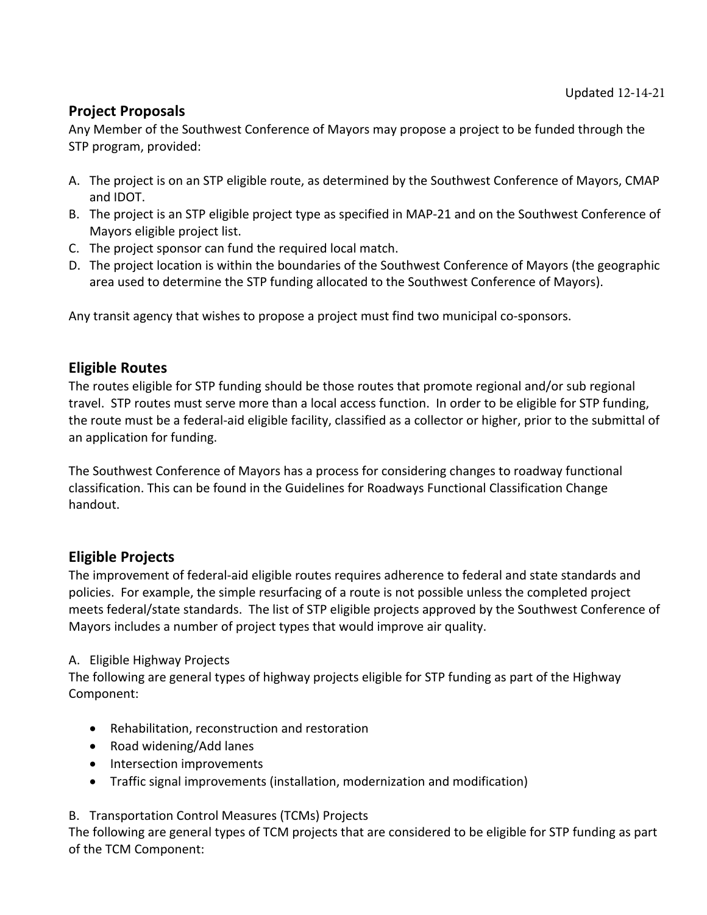Updated 12-14-21

## Project Proposals

Any Member of the Southwest Conference of Mayors may propose a project to be funded through the STP program, provided:

A. The project is on an STP eligible route, as determined by the Southwest Conference of Mayors, CMAP and IDOT.
B. The project is an STP eligible project type as specified in MAP-21 and on the Southwest Conference of Mayors eligible project list.
C. The project sponsor can fund the required local match.
D. The project location is within the boundaries of the Southwest Conference of Mayors (the geographic area used to determine the STP funding allocated to the Southwest Conference of Mayors).

Any transit agency that wishes to propose a project must find two municipal co-sponsors.

## Eligible Routes

The routes eligible for STP funding should be those routes that promote regional and/or sub regional travel. STP routes must serve more than a local access function. In order to be eligible for STP funding, the route must be a federal-aid eligible facility, classified as a collector or higher, prior to the submittal of an application for funding.

The Southwest Conference of Mayors has a process for considering changes to roadway functional classification. This can be found in the Guidelines for Roadways Functional Classification Change handout.

## Eligible Projects

The improvement of federal-aid eligible routes requires adherence to federal and state standards and policies. For example, the simple resurfacing of a route is not possible unless the completed project meets federal/state standards. The list of STP eligible projects approved by the Southwest Conference of Mayors includes a number of project types that would improve air quality.

A. Eligible Highway Projects

The following are general types of highway projects eligible for STP funding as part of the Highway Component:

- Rehabilitation, reconstruction and restoration
- Road widening/Add lanes
- Intersection improvements
- Traffic signal improvements (installation, modernization and modification)

B. Transportation Control Measures (TCMs) Projects

The following are general types of TCM projects that are considered to be eligible for STP funding as part of the TCM Component: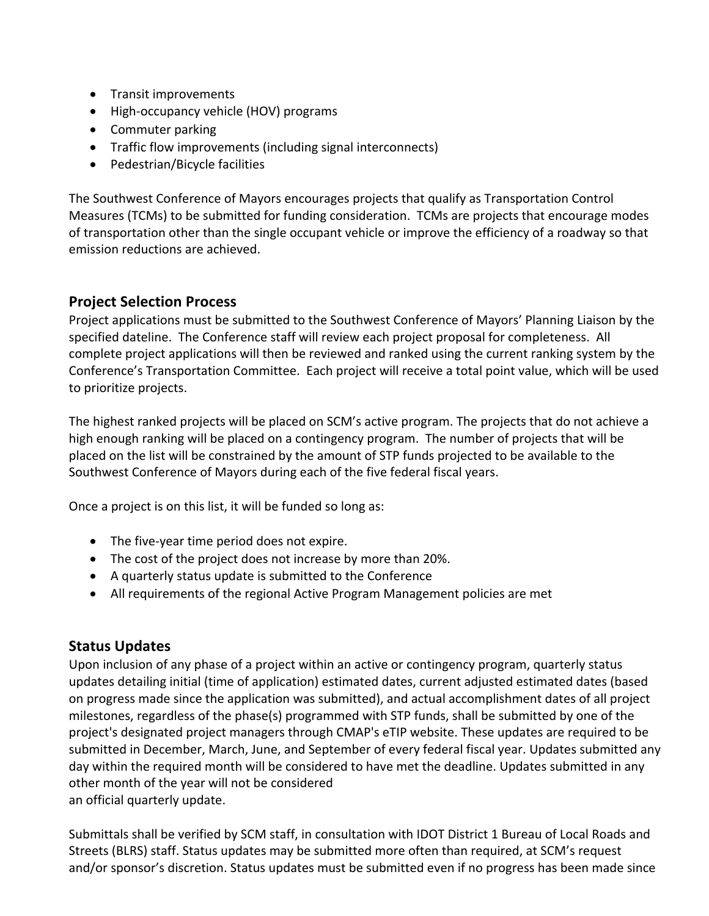- Transit improvements
- High-occupancy vehicle (HOV) programs
- Commuter parking
- Traffic flow improvements (including signal interconnects)
- Pedestrian/Bicycle facilities

The Southwest Conference of Mayors encourages projects that qualify as Transportation Control Measures (TCMs) to be submitted for funding consideration. TCMs are projects that encourage modes of transportation other than the single occupant vehicle or improve the efficiency of a roadway so that emission reductions are achieved.

## Project Selection Process

Project applications must be submitted to the Southwest Conference of Mayors' Planning Liaison by the specified dateline. The Conference staff will review each project proposal for completeness. All complete project applications will then be reviewed and ranked using the current ranking system by the Conference's Transportation Committee. Each project will receive a total point value, which will be used to prioritize projects.

The highest ranked projects will be placed on SCM's active program. The projects that do not achieve a high enough ranking will be placed on a contingency program. The number of projects that will be placed on the list will be constrained by the amount of STP funds projected to be available to the Southwest Conference of Mayors during each of the five federal fiscal years.

Once a project is on this list, it will be funded so long as:

- The five-year time period does not expire.
- The cost of the project does not increase by more than 20%.
- A quarterly status update is submitted to the Conference
- All requirements of the regional Active Program Management policies are met

## Status Updates

Upon inclusion of any phase of a project within an active or contingency program, quarterly status updates detailing initial (time of application) estimated dates, current adjusted estimated dates (based on progress made since the application was submitted), and actual accomplishment dates of all project milestones, regardless of the phase(s) programmed with STP funds, shall be submitted by one of the project's designated project managers through CMAP's eTIP website. These updates are required to be submitted in December, March, June, and September of every federal fiscal year. Updates submitted any day within the required month will be considered to have met the deadline. Updates submitted in any other month of the year will not be considered an official quarterly update.

Submittals shall be verified by SCM staff, in consultation with IDOT District 1 Bureau of Local Roads and Streets (BLRS) staff. Status updates may be submitted more often than required, at SCM's request and/or sponsor's discretion. Status updates must be submitted even if no progress has been made since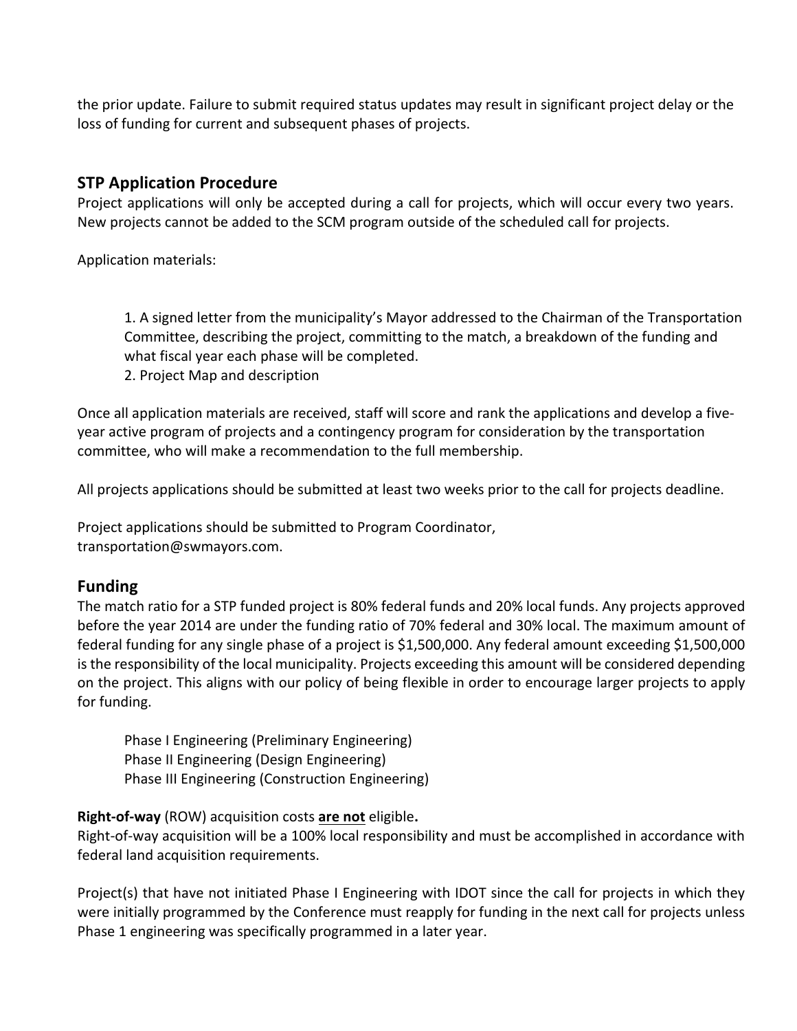the prior update. Failure to submit required status updates may result in significant project delay or the loss of funding for current and subsequent phases of projects.

## STP Application Procedure

Project applications will only be accepted during a call for projects, which will occur every two years. New projects cannot be added to the SCM program outside of the scheduled call for projects.

Application materials:

1. A signed letter from the municipality's Mayor addressed to the Chairman of the Transportation Committee, describing the project, committing to the match, a breakdown of the funding and what fiscal year each phase will be completed.
2. Project Map and description

Once all application materials are received, staff will score and rank the applications and develop a five-year active program of projects and a contingency program for consideration by the transportation committee, who will make a recommendation to the full membership.

All projects applications should be submitted at least two weeks prior to the call for projects deadline.

Project applications should be submitted to Program Coordinator, transportation@swmayors.com.

## Funding

The match ratio for a STP funded project is 80% federal funds and 20% local funds. Any projects approved before the year 2014 are under the funding ratio of 70% federal and 30% local. The maximum amount of federal funding for any single phase of a project is $1,500,000. Any federal amount exceeding $1,500,000 is the responsibility of the local municipality. Projects exceeding this amount will be considered depending on the project. This aligns with our policy of being flexible in order to encourage larger projects to apply for funding.

Phase I Engineering (Preliminary Engineering)
Phase II Engineering (Design Engineering)
Phase III Engineering (Construction Engineering)

**Right-of-way** (ROW) acquisition costs **are not** eligible**.**
Right-of-way acquisition will be a 100% local responsibility and must be accomplished in accordance with federal land acquisition requirements.

Project(s) that have not initiated Phase I Engineering with IDOT since the call for projects in which they were initially programmed by the Conference must reapply for funding in the next call for projects unless Phase 1 engineering was specifically programmed in a later year.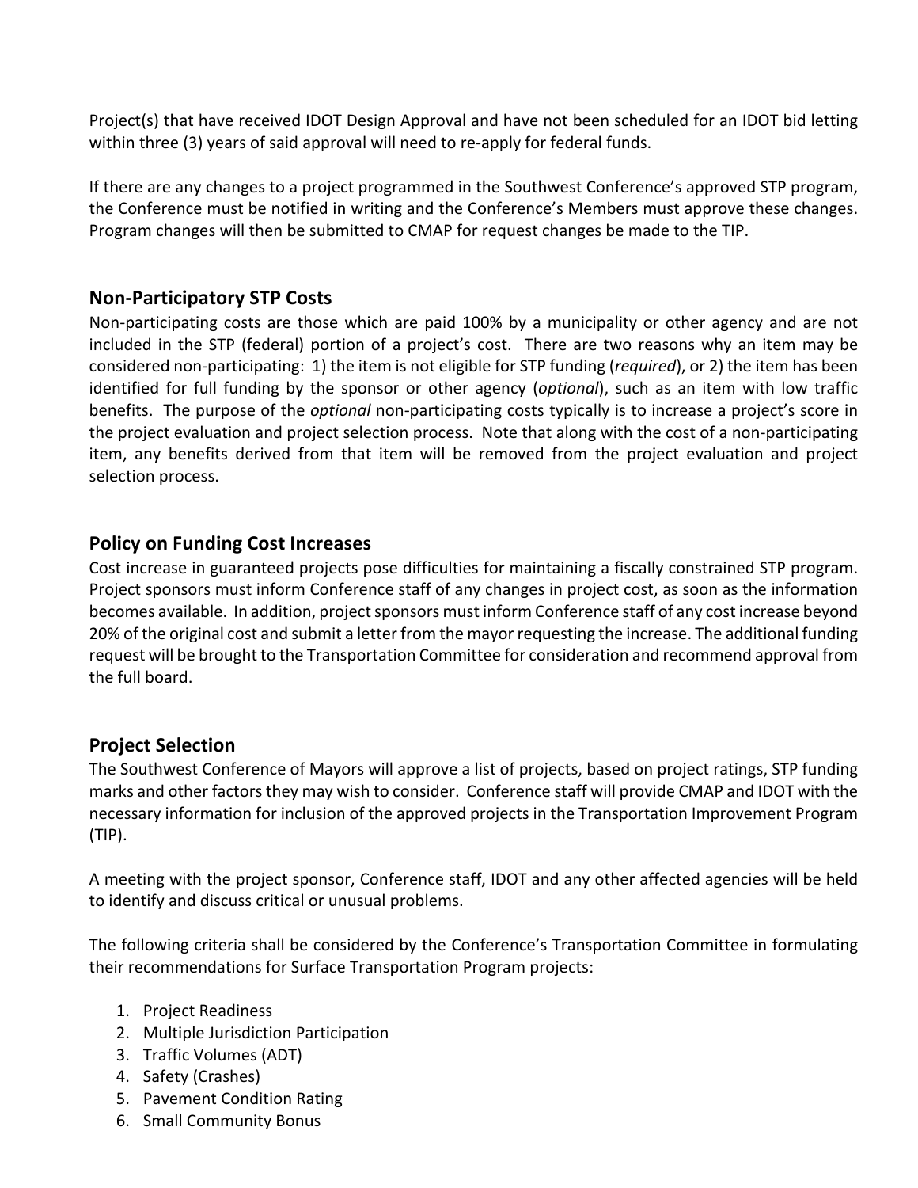Project(s) that have received IDOT Design Approval and have not been scheduled for an IDOT bid letting within three (3) years of said approval will need to re-apply for federal funds.

If there are any changes to a project programmed in the Southwest Conference's approved STP program, the Conference must be notified in writing and the Conference's Members must approve these changes. Program changes will then be submitted to CMAP for request changes be made to the TIP.

## Non-Participatory STP Costs

Non-participating costs are those which are paid 100% by a municipality or other agency and are not included in the STP (federal) portion of a project's cost. There are two reasons why an item may be considered non-participating: 1) the item is not eligible for STP funding (*required*), or 2) the item has been identified for full funding by the sponsor or other agency (*optional*), such as an item with low traffic benefits. The purpose of the *optional* non-participating costs typically is to increase a project's score in the project evaluation and project selection process. Note that along with the cost of a non-participating item, any benefits derived from that item will be removed from the project evaluation and project selection process.

## Policy on Funding Cost Increases

Cost increase in guaranteed projects pose difficulties for maintaining a fiscally constrained STP program. Project sponsors must inform Conference staff of any changes in project cost, as soon as the information becomes available. In addition, project sponsors must inform Conference staff of any cost increase beyond 20% of the original cost and submit a letter from the mayor requesting the increase. The additional funding request will be brought to the Transportation Committee for consideration and recommend approval from the full board.

## Project Selection

The Southwest Conference of Mayors will approve a list of projects, based on project ratings, STP funding marks and other factors they may wish to consider. Conference staff will provide CMAP and IDOT with the necessary information for inclusion of the approved projects in the Transportation Improvement Program (TIP).

A meeting with the project sponsor, Conference staff, IDOT and any other affected agencies will be held to identify and discuss critical or unusual problems.

The following criteria shall be considered by the Conference's Transportation Committee in formulating their recommendations for Surface Transportation Program projects:

1. Project Readiness
2. Multiple Jurisdiction Participation
3. Traffic Volumes (ADT)
4. Safety (Crashes)
5. Pavement Condition Rating
6. Small Community Bonus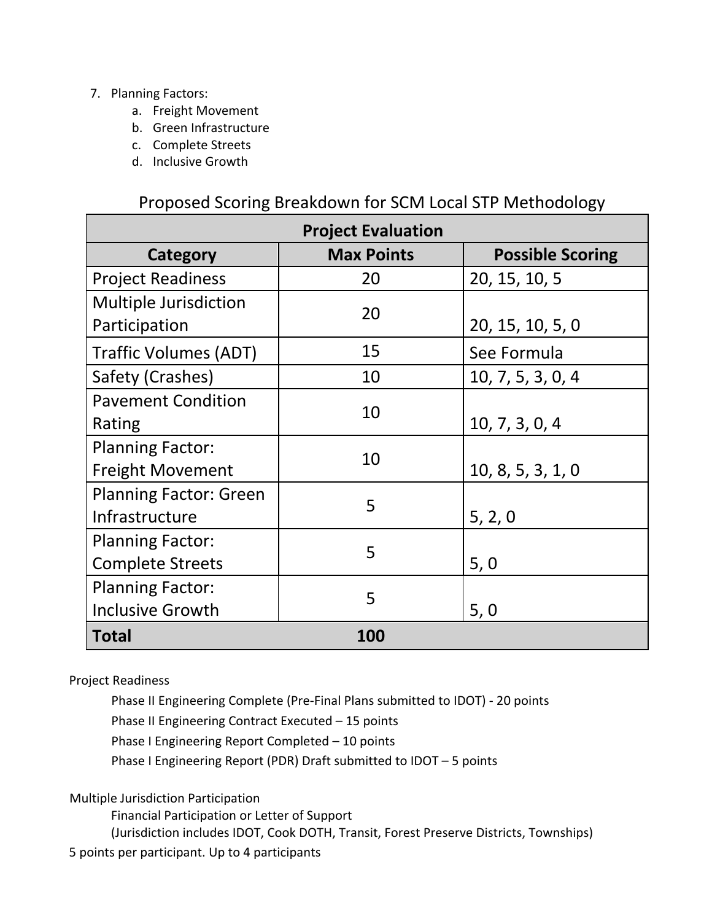7. Planning Factors:
    a. Freight Movement
    b. Green Infrastructure
    c. Complete Streets
    d. Inclusive Growth

Proposed Scoring Breakdown for SCM Local STP Methodology

| Project Evaluation | | |
|---|---|---|
| **Category** | **Max Points** | **Possible Scoring** |
| Project Readiness | 20 | 20, 15, 10, 5 |
| Multiple Jurisdiction Participation | 20 | 20, 15, 10, 5, 0 |
| Traffic Volumes (ADT) | 15 | See Formula |
| Safety (Crashes) | 10 | 10, 7, 5, 3, 0, 4 |
| Pavement Condition Rating | 10 | 10, 7, 3, 0, 4 |
| Planning Factor: Freight Movement | 10 | 10, 8, 5, 3, 1, 0 |
| Planning Factor: Green Infrastructure | 5 | 5, 2, 0 |
| Planning Factor: Complete Streets | 5 | 5, 0 |
| Planning Factor: Inclusive Growth | 5 | 5, 0 |
| **Total** | **100** | |

Project Readiness

Phase II Engineering Complete (Pre-Final Plans submitted to IDOT) - 20 points

Phase II Engineering Contract Executed – 15 points

Phase I Engineering Report Completed – 10 points

Phase I Engineering Report (PDR) Draft submitted to IDOT – 5 points

Multiple Jurisdiction Participation

Financial Participation or Letter of Support

(Jurisdiction includes IDOT, Cook DOTH, Transit, Forest Preserve Districts, Townships)

5 points per participant. Up to 4 participants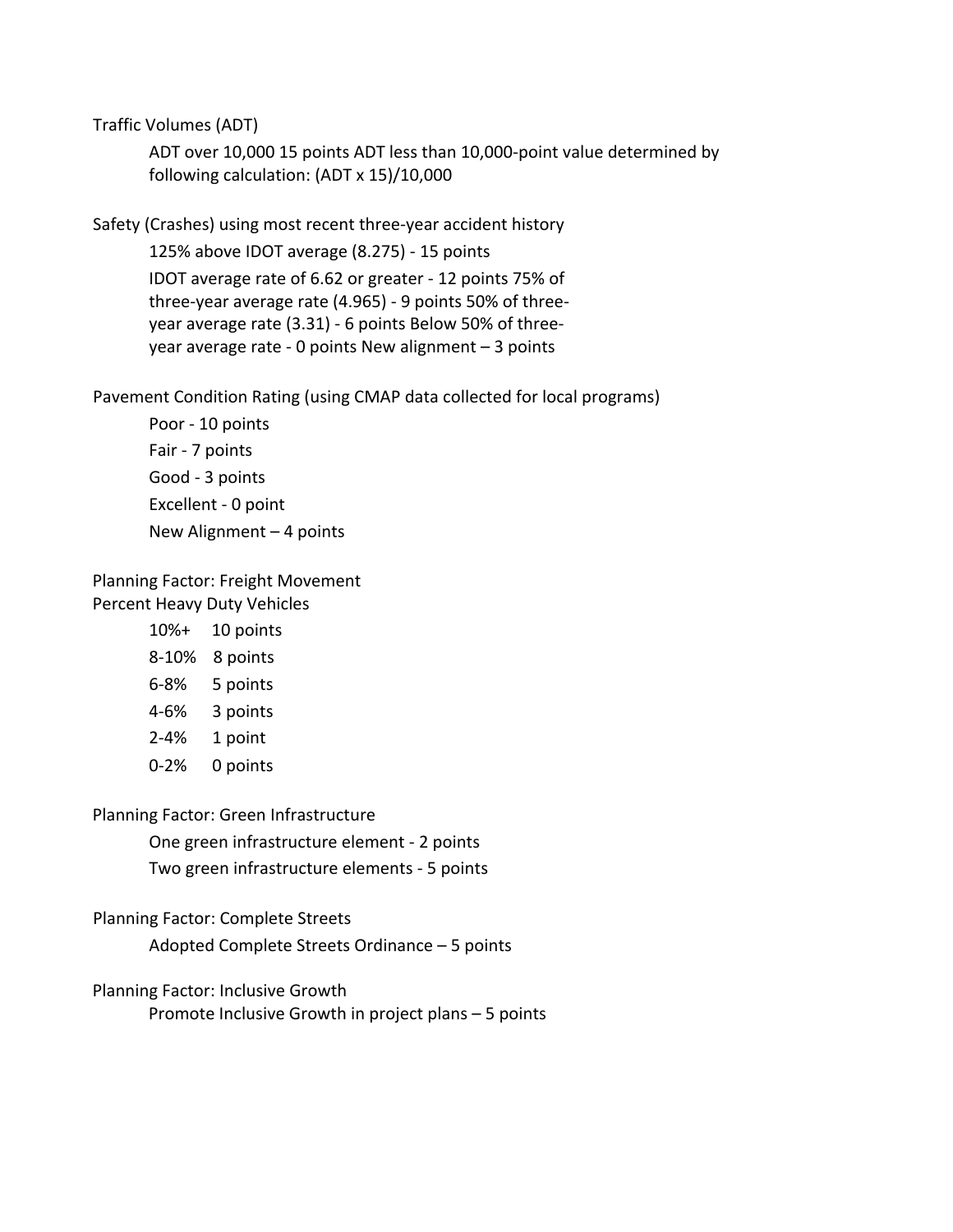Traffic Volumes (ADT)

ADT over 10,000 15 points ADT less than 10,000-point value determined by following calculation: (ADT x 15)/10,000

Safety (Crashes) using most recent three-year accident history

125% above IDOT average (8.275) - 15 points

IDOT average rate of 6.62 or greater - 12 points 75% of three-year average rate (4.965) - 9 points 50% of three-year average rate (3.31) - 6 points Below 50% of three-year average rate - 0 points New alignment – 3 points

Pavement Condition Rating (using CMAP data collected for local programs)

Poor - 10 points

Fair - 7 points

Good - 3 points

Excellent - 0 point

New Alignment – 4 points

Planning Factor: Freight Movement
Percent Heavy Duty Vehicles

10%+ 10 points

8-10% 8 points

6-8% 5 points

4-6% 3 points

2-4% 1 point

0-2% 0 points

Planning Factor: Green Infrastructure

One green infrastructure element - 2 points

Two green infrastructure elements - 5 points

Planning Factor: Complete Streets

Adopted Complete Streets Ordinance – 5 points

Planning Factor: Inclusive Growth

Promote Inclusive Growth in project plans – 5 points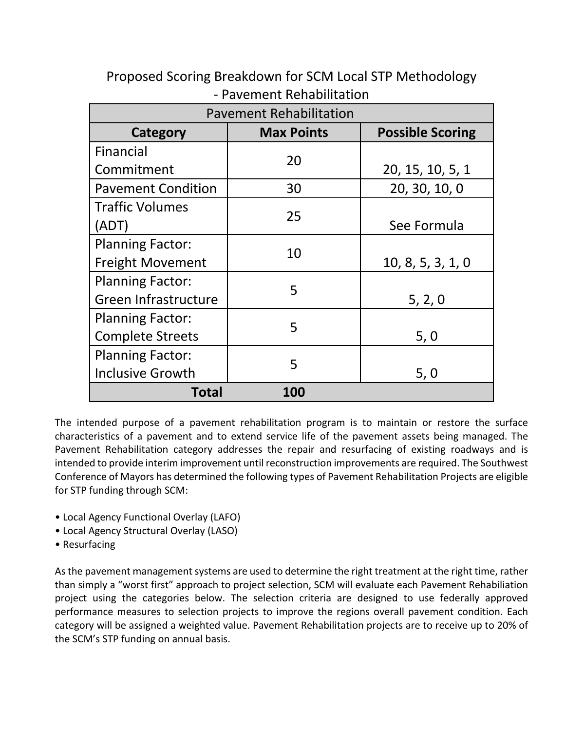## Proposed Scoring Breakdown for SCM Local STP Methodology - Pavement Rehabilitation

| Pavement Rehabilitation | | |
|---|---|---|
| **Category** | **Max Points** | **Possible Scoring** |
| Financial Commitment | 20 | 20, 15, 10, 5, 1 |
| Pavement Condition | 30 | 20, 30, 10, 0 |
| Traffic Volumes (ADT) | 25 | See Formula |
| Planning Factor: Freight Movement | 10 | 10, 8, 5, 3, 1, 0 |
| Planning Factor: Green Infrastructure | 5 | 5, 2, 0 |
| Planning Factor: Complete Streets | 5 | 5, 0 |
| Planning Factor: Inclusive Growth | 5 | 5, 0 |
| **Total** | **100** | |

The intended purpose of a pavement rehabilitation program is to maintain or restore the surface characteristics of a pavement and to extend service life of the pavement assets being managed. The Pavement Rehabilitation category addresses the repair and resurfacing of existing roadways and is intended to provide interim improvement until reconstruction improvements are required. The Southwest Conference of Mayors has determined the following types of Pavement Rehabilitation Projects are eligible for STP funding through SCM:

- Local Agency Functional Overlay (LAFO)
- Local Agency Structural Overlay (LASO)
- Resurfacing

As the pavement management systems are used to determine the right treatment at the right time, rather than simply a "worst first" approach to project selection, SCM will evaluate each Pavement Rehabiliation project using the categories below. The selection criteria are designed to use federally approved performance measures to selection projects to improve the regions overall pavement condition. Each category will be assigned a weighted value. Pavement Rehabilitation projects are to receive up to 20% of the SCM's STP funding on annual basis.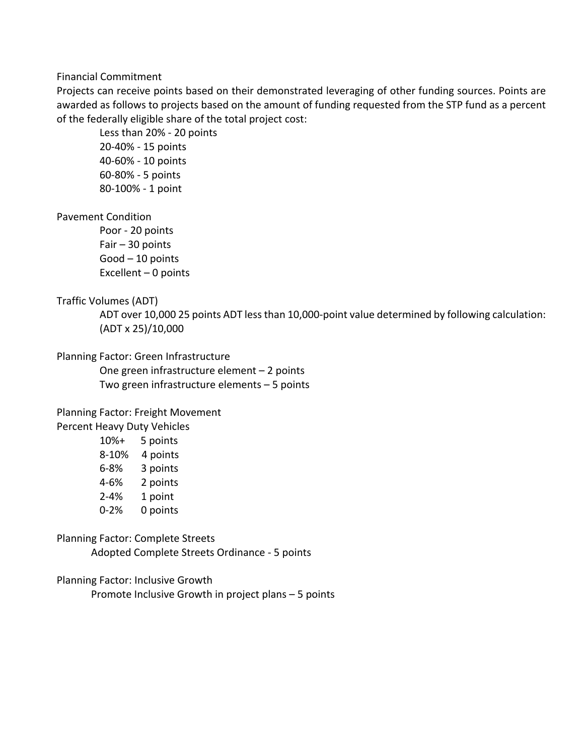Financial Commitment

Projects can receive points based on their demonstrated leveraging of other funding sources. Points are awarded as follows to projects based on the amount of funding requested from the STP fund as a percent of the federally eligible share of the total project cost:

- Less than 20% - 20 points
- 20-40% - 15 points
- 40-60% - 10 points
- 60-80% - 5 points
- 80-100% - 1 point

Pavement Condition

- Poor - 20 points
- Fair – 30 points
- Good – 10 points
- Excellent – 0 points

Traffic Volumes (ADT)

ADT over 10,000 25 points ADT less than 10,000-point value determined by following calculation: (ADT x 25)/10,000

Planning Factor: Green Infrastructure

- One green infrastructure element – 2 points
- Two green infrastructure elements – 5 points

Planning Factor: Freight Movement

Percent Heavy Duty Vehicles

| | |
|---|---|
| 10%+ | 5 points |
| 8-10% | 4 points |
| 6-8% | 3 points |
| 4-6% | 2 points |
| 2-4% | 1 point |
| 0-2% | 0 points |

Planning Factor: Complete Streets

Adopted Complete Streets Ordinance - 5 points

Planning Factor: Inclusive Growth

Promote Inclusive Growth in project plans – 5 points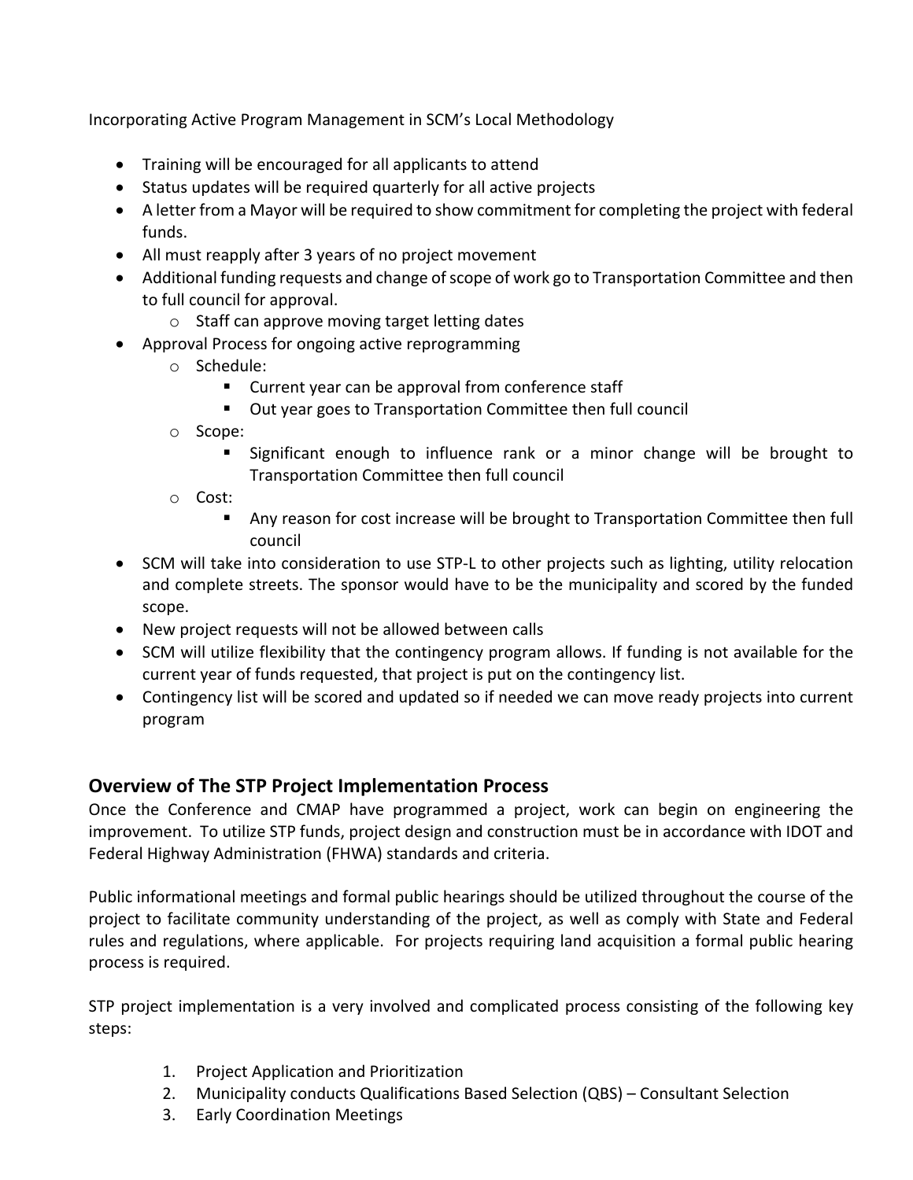Incorporating Active Program Management in SCM's Local Methodology

- Training will be encouraged for all applicants to attend
- Status updates will be required quarterly for all active projects
- A letter from a Mayor will be required to show commitment for completing the project with federal funds.
- All must reapply after 3 years of no project movement
- Additional funding requests and change of scope of work go to Transportation Committee and then to full council for approval.
  - Staff can approve moving target letting dates
- Approval Process for ongoing active reprogramming
  - Schedule:
    - Current year can be approval from conference staff
    - Out year goes to Transportation Committee then full council
  - Scope:
    - Significant enough to influence rank or a minor change will be brought to Transportation Committee then full council
  - Cost:
    - Any reason for cost increase will be brought to Transportation Committee then full council
- SCM will take into consideration to use STP-L to other projects such as lighting, utility relocation and complete streets. The sponsor would have to be the municipality and scored by the funded scope.
- New project requests will not be allowed between calls
- SCM will utilize flexibility that the contingency program allows. If funding is not available for the current year of funds requested, that project is put on the contingency list.
- Contingency list will be scored and updated so if needed we can move ready projects into current program

## Overview of The STP Project Implementation Process

Once the Conference and CMAP have programmed a project, work can begin on engineering the improvement. To utilize STP funds, project design and construction must be in accordance with IDOT and Federal Highway Administration (FHWA) standards and criteria.

Public informational meetings and formal public hearings should be utilized throughout the course of the project to facilitate community understanding of the project, as well as comply with State and Federal rules and regulations, where applicable. For projects requiring land acquisition a formal public hearing process is required.

STP project implementation is a very involved and complicated process consisting of the following key steps:

1. Project Application and Prioritization
2. Municipality conducts Qualifications Based Selection (QBS) – Consultant Selection
3. Early Coordination Meetings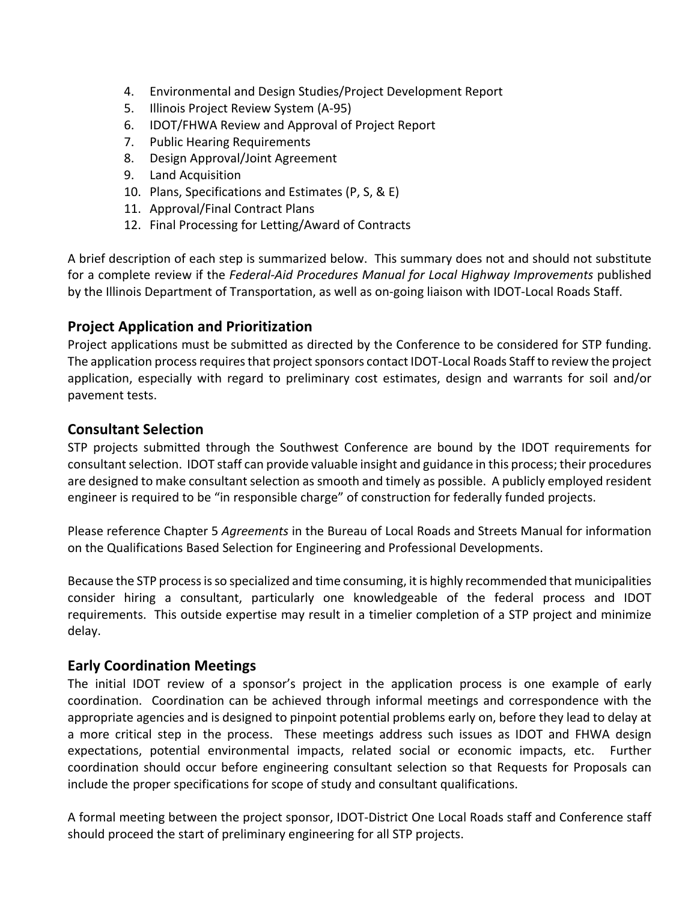4. Environmental and Design Studies/Project Development Report
5. Illinois Project Review System (A-95)
6. IDOT/FHWA Review and Approval of Project Report
7. Public Hearing Requirements
8. Design Approval/Joint Agreement
9. Land Acquisition
10. Plans, Specifications and Estimates (P, S, & E)
11. Approval/Final Contract Plans
12. Final Processing for Letting/Award of Contracts

A brief description of each step is summarized below. This summary does not and should not substitute for a complete review if the *Federal-Aid Procedures Manual for Local Highway Improvements* published by the Illinois Department of Transportation, as well as on-going liaison with IDOT-Local Roads Staff.

## Project Application and Prioritization

Project applications must be submitted as directed by the Conference to be considered for STP funding. The application process requires that project sponsors contact IDOT-Local Roads Staff to review the project application, especially with regard to preliminary cost estimates, design and warrants for soil and/or pavement tests.

## Consultant Selection

STP projects submitted through the Southwest Conference are bound by the IDOT requirements for consultant selection. IDOT staff can provide valuable insight and guidance in this process; their procedures are designed to make consultant selection as smooth and timely as possible. A publicly employed resident engineer is required to be "in responsible charge" of construction for federally funded projects.

Please reference Chapter 5 *Agreements* in the Bureau of Local Roads and Streets Manual for information on the Qualifications Based Selection for Engineering and Professional Developments.

Because the STP process is so specialized and time consuming, it is highly recommended that municipalities consider hiring a consultant, particularly one knowledgeable of the federal process and IDOT requirements. This outside expertise may result in a timelier completion of a STP project and minimize delay.

## Early Coordination Meetings

The initial IDOT review of a sponsor's project in the application process is one example of early coordination. Coordination can be achieved through informal meetings and correspondence with the appropriate agencies and is designed to pinpoint potential problems early on, before they lead to delay at a more critical step in the process. These meetings address such issues as IDOT and FHWA design expectations, potential environmental impacts, related social or economic impacts, etc. Further coordination should occur before engineering consultant selection so that Requests for Proposals can include the proper specifications for scope of study and consultant qualifications.

A formal meeting between the project sponsor, IDOT-District One Local Roads staff and Conference staff should proceed the start of preliminary engineering for all STP projects.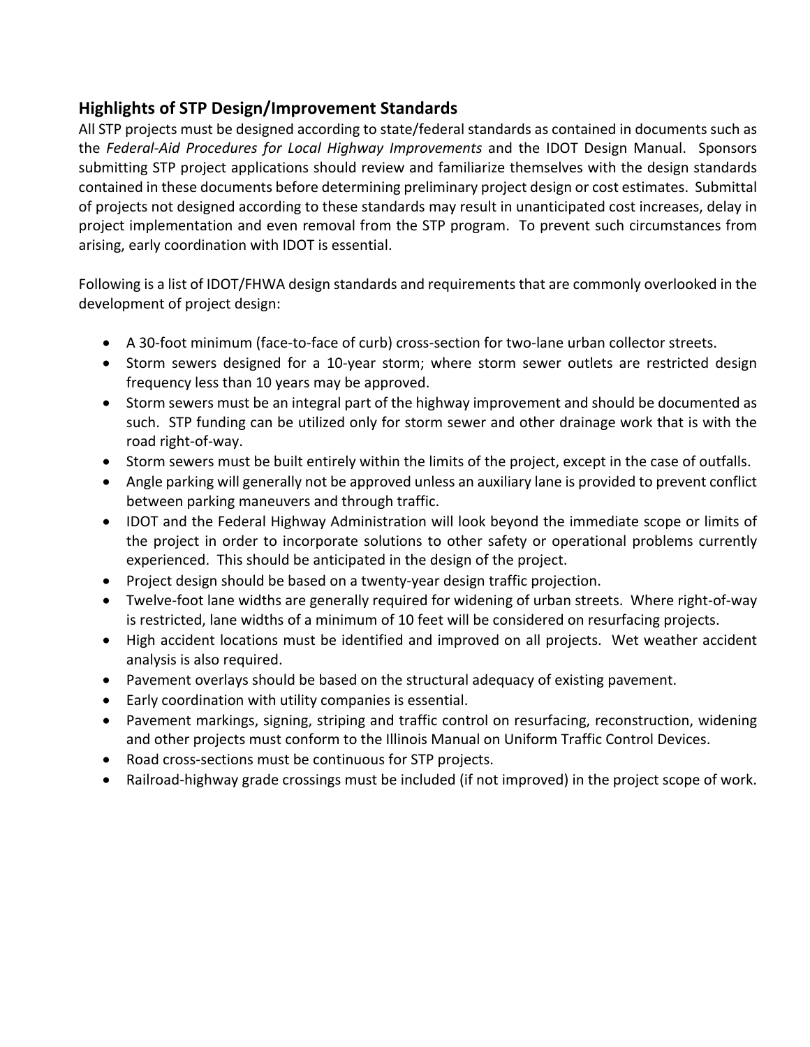## Highlights of STP Design/Improvement Standards

All STP projects must be designed according to state/federal standards as contained in documents such as the *Federal-Aid Procedures for Local Highway Improvements* and the IDOT Design Manual. Sponsors submitting STP project applications should review and familiarize themselves with the design standards contained in these documents before determining preliminary project design or cost estimates. Submittal of projects not designed according to these standards may result in unanticipated cost increases, delay in project implementation and even removal from the STP program. To prevent such circumstances from arising, early coordination with IDOT is essential.

Following is a list of IDOT/FHWA design standards and requirements that are commonly overlooked in the development of project design:

- A 30-foot minimum (face-to-face of curb) cross-section for two-lane urban collector streets.
- Storm sewers designed for a 10-year storm; where storm sewer outlets are restricted design frequency less than 10 years may be approved.
- Storm sewers must be an integral part of the highway improvement and should be documented as such. STP funding can be utilized only for storm sewer and other drainage work that is with the road right-of-way.
- Storm sewers must be built entirely within the limits of the project, except in the case of outfalls.
- Angle parking will generally not be approved unless an auxiliary lane is provided to prevent conflict between parking maneuvers and through traffic.
- IDOT and the Federal Highway Administration will look beyond the immediate scope or limits of the project in order to incorporate solutions to other safety or operational problems currently experienced. This should be anticipated in the design of the project.
- Project design should be based on a twenty-year design traffic projection.
- Twelve-foot lane widths are generally required for widening of urban streets. Where right-of-way is restricted, lane widths of a minimum of 10 feet will be considered on resurfacing projects.
- High accident locations must be identified and improved on all projects. Wet weather accident analysis is also required.
- Pavement overlays should be based on the structural adequacy of existing pavement.
- Early coordination with utility companies is essential.
- Pavement markings, signing, striping and traffic control on resurfacing, reconstruction, widening and other projects must conform to the Illinois Manual on Uniform Traffic Control Devices.
- Road cross-sections must be continuous for STP projects.
- Railroad-highway grade crossings must be included (if not improved) in the project scope of work.